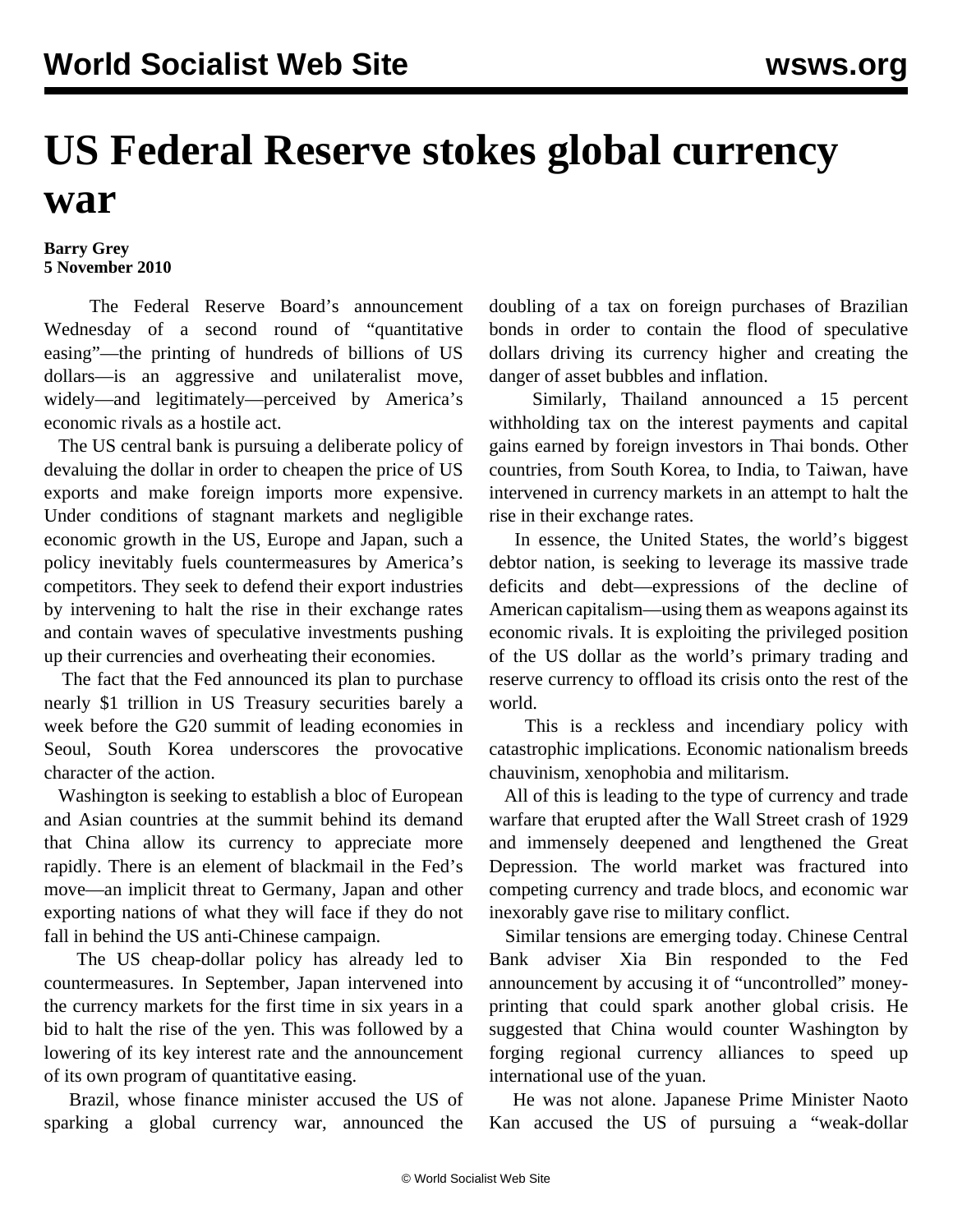# US Federal Reserve stokes global currency war

**Barry Grey**
**5 November 2010**

The Federal Reserve Board's announcement Wednesday of a second round of "quantitative easing"—the printing of hundreds of billions of US dollars—is an aggressive and unilateralist move, widely—and legitimately—perceived by America's economic rivals as a hostile act.

The US central bank is pursuing a deliberate policy of devaluing the dollar in order to cheapen the price of US exports and make foreign imports more expensive. Under conditions of stagnant markets and negligible economic growth in the US, Europe and Japan, such a policy inevitably fuels countermeasures by America's competitors. They seek to defend their export industries by intervening to halt the rise in their exchange rates and contain waves of speculative investments pushing up their currencies and overheating their economies.

The fact that the Fed announced its plan to purchase nearly $1 trillion in US Treasury securities barely a week before the G20 summit of leading economies in Seoul, South Korea underscores the provocative character of the action.

Washington is seeking to establish a bloc of European and Asian countries at the summit behind its demand that China allow its currency to appreciate more rapidly. There is an element of blackmail in the Fed's move—an implicit threat to Germany, Japan and other exporting nations of what they will face if they do not fall in behind the US anti-Chinese campaign.

The US cheap-dollar policy has already led to countermeasures. In September, Japan intervened into the currency markets for the first time in six years in a bid to halt the rise of the yen. This was followed by a lowering of its key interest rate and the announcement of its own program of quantitative easing.

Brazil, whose finance minister accused the US of sparking a global currency war, announced the doubling of a tax on foreign purchases of Brazilian bonds in order to contain the flood of speculative dollars driving its currency higher and creating the danger of asset bubbles and inflation.

Similarly, Thailand announced a 15 percent withholding tax on the interest payments and capital gains earned by foreign investors in Thai bonds. Other countries, from South Korea, to India, to Taiwan, have intervened in currency markets in an attempt to halt the rise in their exchange rates.

In essence, the United States, the world's biggest debtor nation, is seeking to leverage its massive trade deficits and debt—expressions of the decline of American capitalism—using them as weapons against its economic rivals. It is exploiting the privileged position of the US dollar as the world's primary trading and reserve currency to offload its crisis onto the rest of the world.

This is a reckless and incendiary policy with catastrophic implications. Economic nationalism breeds chauvinism, xenophobia and militarism.

All of this is leading to the type of currency and trade warfare that erupted after the Wall Street crash of 1929 and immensely deepened and lengthened the Great Depression. The world market was fractured into competing currency and trade blocs, and economic war inexorably gave rise to military conflict.

Similar tensions are emerging today. Chinese Central Bank adviser Xia Bin responded to the Fed announcement by accusing it of "uncontrolled" money-printing that could spark another global crisis. He suggested that China would counter Washington by forging regional currency alliances to speed up international use of the yuan.

He was not alone. Japanese Prime Minister Naoto Kan accused the US of pursuing a "weak-dollar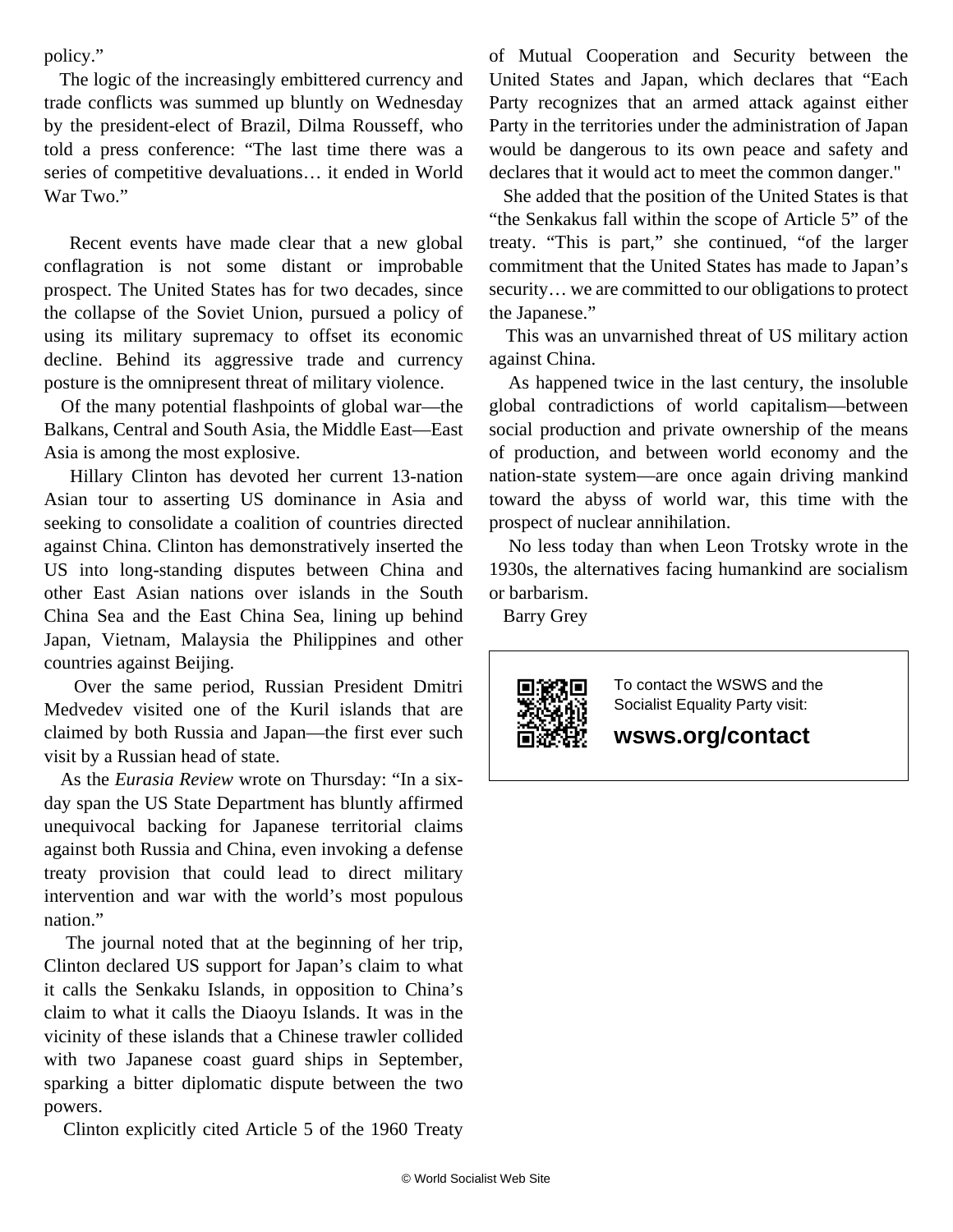policy."

The logic of the increasingly embittered currency and trade conflicts was summed up bluntly on Wednesday by the president-elect of Brazil, Dilma Rousseff, who told a press conference: "The last time there was a series of competitive devaluations… it ended in World War Two."

Recent events have made clear that a new global conflagration is not some distant or improbable prospect. The United States has for two decades, since the collapse of the Soviet Union, pursued a policy of using its military supremacy to offset its economic decline. Behind its aggressive trade and currency posture is the omnipresent threat of military violence.

Of the many potential flashpoints of global war—the Balkans, Central and South Asia, the Middle East—East Asia is among the most explosive.

Hillary Clinton has devoted her current 13-nation Asian tour to asserting US dominance in Asia and seeking to consolidate a coalition of countries directed against China. Clinton has demonstratively inserted the US into long-standing disputes between China and other East Asian nations over islands in the South China Sea and the East China Sea, lining up behind Japan, Vietnam, Malaysia the Philippines and other countries against Beijing.

Over the same period, Russian President Dmitri Medvedev visited one of the Kuril islands that are claimed by both Russia and Japan—the first ever such visit by a Russian head of state.

As the *Eurasia Review* wrote on Thursday: "In a six-day span the US State Department has bluntly affirmed unequivocal backing for Japanese territorial claims against both Russia and China, even invoking a defense treaty provision that could lead to direct military intervention and war with the world's most populous nation."

The journal noted that at the beginning of her trip, Clinton declared US support for Japan's claim to what it calls the Senkaku Islands, in opposition to China's claim to what it calls the Diaoyu Islands. It was in the vicinity of these islands that a Chinese trawler collided with two Japanese coast guard ships in September, sparking a bitter diplomatic dispute between the two powers.

Clinton explicitly cited Article 5 of the 1960 Treaty of Mutual Cooperation and Security between the United States and Japan, which declares that "Each Party recognizes that an armed attack against either Party in the territories under the administration of Japan would be dangerous to its own peace and safety and declares that it would act to meet the common danger."

She added that the position of the United States is that "the Senkakus fall within the scope of Article 5" of the treaty. "This is part," she continued, "of the larger commitment that the United States has made to Japan's security… we are committed to our obligations to protect the Japanese."

This was an unvarnished threat of US military action against China.

As happened twice in the last century, the insoluble global contradictions of world capitalism—between social production and private ownership of the means of production, and between world economy and the nation-state system—are once again driving mankind toward the abyss of world war, this time with the prospect of nuclear annihilation.

No less today than when Leon Trotsky wrote in the 1930s, the alternatives facing humankind are socialism or barbarism.

Barry Grey

To contact the WSWS and the Socialist Equality Party visit:

**wsws.org/contact**